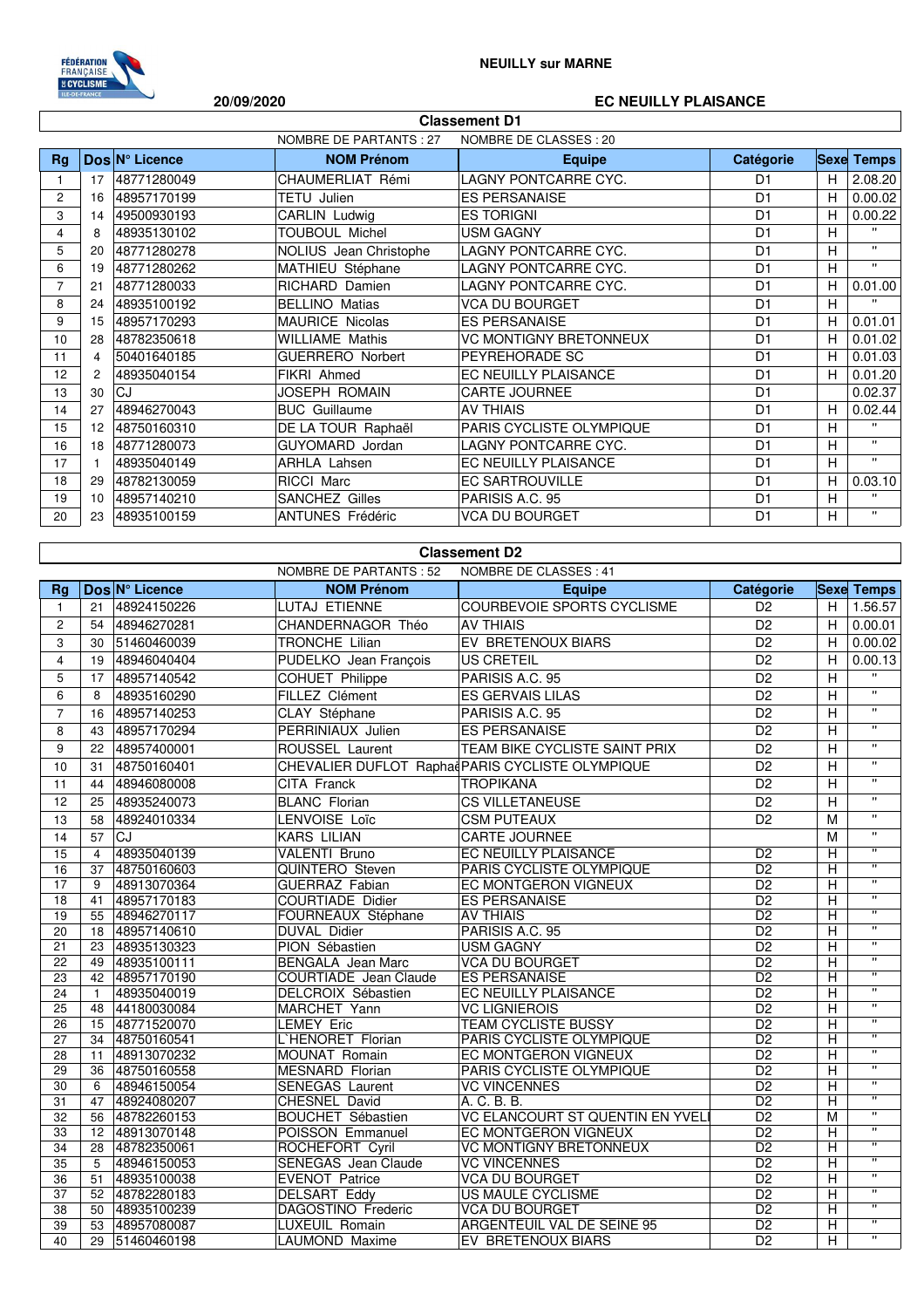NEULLY sur MARNE

20/09/2020

EC NEUILLY PLAISANCE

## Classement D1

NOMBRE DE PARTANTS : 27 NOMBRE DE CLASSES : 20

| Rg | Dos | N° Licence | NOM Prénom | Equipe | Catégorie | Sexe | Temps |
|---|---|---|---|---|---|---|---|
| 1 | 17 | 48771280049 | CHAUMERLIAT Rémi | LAGNY PONTCARRE CYC. | D1 | H | 2.08.20 |
| 2 | 16 | 48957170199 | TETU Julien | ES PERSANAISE | D1 | H | 0.00.02 |
| 3 | 14 | 49500930193 | CARLIN Ludwig | ES TORIGNI | D1 | H | 0.00.22 |
| 4 | 8 | 48935130102 | TOUBOUL Michel | USM GAGNY | D1 | H | " |
| 5 | 20 | 48771280278 | NOLIUS Jean Christophe | LAGNY PONTCARRE CYC. | D1 | H | " |
| 6 | 19 | 48771280262 | MATHIEU Stéphane | LAGNY PONTCARRE CYC. | D1 | H | " |
| 7 | 21 | 48771280033 | RICHARD Damien | LAGNY PONTCARRE CYC. | D1 | H | 0.01.00 |
| 8 | 24 | 48935100192 | BELLINO Matias | VCA DU BOURGET | D1 | H | " |
| 9 | 15 | 48957170293 | MAURICE Nicolas | ES PERSANAISE | D1 | H | 0.01.01 |
| 10 | 28 | 48782350618 | WILLIAME Mathis | VC MONTIGNY BRETONNEUX | D1 | H | 0.01.02 |
| 11 | 4 | 50401640185 | GUERRERO Norbert | PEYREHORADE SC | D1 | H | 0.01.03 |
| 12 | 2 | 48935040154 | FIKRI Ahmed | EC NEUILLY PLAISANCE | D1 | H | 0.01.20 |
| 13 | 30 | CJ | JOSEPH ROMAIN | CARTE JOURNEE | D1 | | 0.02.37 |
| 14 | 27 | 48946270043 | BUC Guillaume | AV THIAIS | D1 | H | 0.02.44 |
| 15 | 12 | 48750160310 | DE LA TOUR Raphaël | PARIS CYCLISTE OLYMPIQUE | D1 | H | " |
| 16 | 18 | 48771280073 | GUYOMARD Jordan | LAGNY PONTCARRE CYC. | D1 | H | " |
| 17 | 1 | 48935040149 | ARHLA Lahsen | EC NEUILLY PLAISANCE | D1 | H | " |
| 18 | 29 | 48782130059 | RICCI Marc | EC SARTROUVILLE | D1 | H | 0.03.10 |
| 19 | 10 | 48957140210 | SANCHEZ Gilles | PARISIS A.C. 95 | D1 | H | " |
| 20 | 23 | 48935100159 | ANTUNES Frédéric | VCA DU BOURGET | D1 | H | " |

## Classement D2

NOMBRE DE PARTANTS : 52 NOMBRE DE CLASSES : 41

| Rg | Dos | N° Licence | NOM Prénom | Equipe | Catégorie | Sexe | Temps |
|---|---|---|---|---|---|---|---|
| 1 | 21 | 48924150226 | LUTAJ ETIENNE | COURBEVOIE SPORTS CYCLISME | D2 | H | 1.56.57 |
| 2 | 54 | 48946270281 | CHANDERNAGOR Théo | AV THIAIS | D2 | H | 0.00.01 |
| 3 | 30 | 51460460039 | TRONCHE Lilian | EV BRETENOUX BIARS | D2 | H | 0.00.02 |
| 4 | 19 | 48946040404 | PUDELKO Jean François | US CRETEIL | D2 | H | 0.00.13 |
| 5 | 17 | 48957140542 | COHUET Philippe | PARISIS A.C. 95 | D2 | H | " |
| 6 | 8 | 48935160290 | FILLEZ Clément | ES GERVAIS LILAS | D2 | H | " |
| 7 | 16 | 48957140253 | CLAY Stéphane | PARISIS A.C. 95 | D2 | H | " |
| 8 | 43 | 48957170294 | PERRINIAUX Julien | ES PERSANAISE | D2 | H | " |
| 9 | 22 | 48957400001 | ROUSSEL Laurent | TEAM BIKE CYCLISTE SAINT PRIX | D2 | H | " |
| 10 | 31 | 48750160401 | CHEVALIER DUFLOT Raphaë | PARIS CYCLISTE OLYMPIQUE | D2 | H | " |
| 11 | 44 | 48946080008 | CITA Franck | TROPIKANA | D2 | H | " |
| 12 | 25 | 48935240073 | BLANC Florian | CS VILLETANEUSE | D2 | H | " |
| 13 | 58 | 48924010334 | LENVOISE Loïc | CSM PUTEAUX | D2 | M | " |
| 14 | 57 | CJ | KARS LILIAN | CARTE JOURNEE | | M | " |
| 15 | 4 | 48935040139 | VALENTI Bruno | EC NEUILLY PLAISANCE | D2 | H | " |
| 16 | 37 | 48750160603 | QUINTERO Steven | PARIS CYCLISTE OLYMPIQUE | D2 | H | " |
| 17 | 9 | 48913070364 | GUERRAZ Fabian | EC MONTGERON VIGNEUX | D2 | H | " |
| 18 | 41 | 48957170183 | COURTIADE Didier | ES PERSANAISE | D2 | H | " |
| 19 | 55 | 48946270117 | FOURNEAUX Stéphane | AV THIAIS | D2 | H | " |
| 20 | 18 | 48957140610 | DUVAL Didier | PARISIS A.C. 95 | D2 | H | " |
| 21 | 23 | 48935130323 | PION Sébastien | USM GAGNY | D2 | H | " |
| 22 | 49 | 48935100111 | BENGALA Jean Marc | VCA DU BOURGET | D2 | H | " |
| 23 | 42 | 48957170190 | COURTIADE Jean Claude | ES PERSANAISE | D2 | H | " |
| 24 | 1 | 48935040019 | DELCROIX Sébastien | EC NEUILLY PLAISANCE | D2 | H | " |
| 25 | 48 | 44180030084 | MARCHET Yann | VC LIGNIEROIS | D2 | H | " |
| 26 | 15 | 48771520070 | LEMEY Eric | TEAM CYCLISTE BUSSY | D2 | H | " |
| 27 | 34 | 48750160541 | L'HENORET Florian | PARIS CYCLISTE OLYMPIQUE | D2 | H | " |
| 28 | 11 | 48913070232 | MOUNAT Romain | EC MONTGERON VIGNEUX | D2 | H | " |
| 29 | 36 | 48750160558 | MESNARD Florian | PARIS CYCLISTE OLYMPIQUE | D2 | H | " |
| 30 | 6 | 48946150054 | SENEGAS Laurent | VC VINCENNES | D2 | H | " |
| 31 | 47 | 48924080207 | CHESNEL David | A. C. B. B. | D2 | H | " |
| 32 | 56 | 48782260153 | BOUCHET Sébastien | VC ELANCOURT ST QUENTIN EN YVELI | D2 | M | " |
| 33 | 12 | 48913070148 | POISSON Emmanuel | EC MONTGERON VIGNEUX | D2 | H | " |
| 34 | 28 | 48782350061 | ROCHEFORT Cyril | VC MONTIGNY BRETONNEUX | D2 | H | " |
| 35 | 5 | 48946150053 | SENEGAS Jean Claude | VC VINCENNES | D2 | H | " |
| 36 | 51 | 48935100038 | EVENOT Patrice | VCA DU BOURGET | D2 | H | " |
| 37 | 52 | 48782280183 | DELSART Eddy | US MAULE CYCLISME | D2 | H | " |
| 38 | 50 | 48935100239 | DAGOSTINO Frederic | VCA DU BOURGET | D2 | H | " |
| 39 | 53 | 48957080087 | LUXEUIL Romain | ARGENTEUIL VAL DE SEINE 95 | D2 | H | " |
| 40 | 29 | 51460460198 | LAUMOND Maxime | EV BRETENOUX BIARS | D2 | H | " |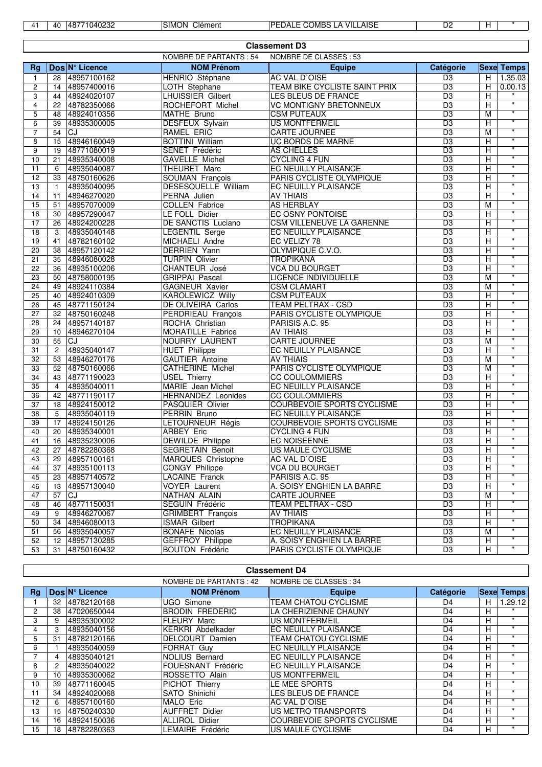| 41 | 40 | 48771040232 | SIMON Clément | PEDALE COMBS LA VILLAISE | D2 | H | " |
|---|---|---|---|---|---|---|---|

## Classement D3

NOMBRE DE PARTANTS : 54 NOMBRE DE CLASSES : 53

| Rg | Dos | N° Licence | NOM Prénom | Equipe | Catégorie | Sexe | Temps |
|---|---|---|---|---|---|---|---|
| 1 | 28 | 48957100162 | HENRIO Stéphane | AC VAL D`OISE | D3 | H | 1.35.03 |
| 2 | 14 | 48957400016 | LOTH Stephane | TEAM BIKE CYCLISTE SAINT PRIX | D3 | H | 0.00.13 |
| 3 | 44 | 48924020107 | LHUISSIER Gilbert | LES BLEUS DE FRANCE | D3 | H | " |
| 4 | 22 | 48782350066 | ROCHEFORT Michel | VC MONTIGNY BRETONNEUX | D3 | H | " |
| 5 | 48 | 48924010356 | MATHE Bruno | CSM PUTEAUX | D3 | M | " |
| 6 | 39 | 48935300005 | DESFEUX Sylvain | US MONTFERMEIL | D3 | H | " |
| 7 | 54 | CJ | RAMEL ERIC | CARTE JOURNEE | D3 | M | " |
| 8 | 15 | 48946160049 | BOTTINI William | UC BORDS DE MARNE | D3 | H | " |
| 9 | 19 | 48771080019 | SENET Frédéric | AS CHELLES | D3 | H | " |
| 10 | 21 | 48935340008 | GAVELLE Michel | CYCLING 4 FUN | D3 | H | " |
| 11 | 6 | 48935040087 | THEURET Marc | EC NEUILLY PLAISANCE | D3 | H | " |
| 12 | 33 | 48750160626 | SOUMAN François | PARIS CYCLISTE OLYMPIQUE | D3 | H | " |
| 13 | 1 | 48935040095 | DESESQUELLE William | EC NEUILLY PLAISANCE | D3 | H | " |
| 14 | 11 | 48946270020 | PERNA Julien | AV THIAIS | D3 | H | " |
| 15 | 51 | 48957070009 | COLLEN Fabrice | AS HERBLAY | D3 | M | " |
| 16 | 30 | 48957290047 | LE FOLL Didier | EC OSNY PONTOISE | D3 | H | " |
| 17 | 26 | 48924200228 | DE SANCTIS Luciano | CSM VILLENEUVE LA GARENNE | D3 | H | " |
| 18 | 3 | 48935040148 | LEGENTIL Serge | EC NEUILLY PLAISANCE | D3 | H | " |
| 19 | 41 | 48782160102 | MICHAELI Andre | EC VELIZY 78 | D3 | H | " |
| 20 | 38 | 48957120142 | DERRIEN Yann | OLYMPIQUE C.V.O. | D3 | H | " |
| 21 | 35 | 48946080028 | TURPIN Olivier | TROPIKANA | D3 | H | " |
| 22 | 36 | 48935100206 | CHANTEUR José | VCA DU BOURGET | D3 | H | " |
| 23 | 50 | 48758000195 | GRIPPAI Pascal | LICENCE INDIVIDUELLE | D3 | M | " |
| 24 | 49 | 48924110384 | GAGNEUR Xavier | CSM CLAMART | D3 | M | " |
| 25 | 40 | 48924010309 | KAROLEWICZ Willy | CSM PUTEAUX | D3 | H | " |
| 26 | 45 | 48771150124 | DE OLIVEIRA Carlos | TEAM PELTRAX - CSD | D3 | H | " |
| 27 | 32 | 48750160248 | PERDRIEAU François | PARIS CYCLISTE OLYMPIQUE | D3 | H | " |
| 28 | 24 | 48957140187 | ROCHA Christian | PARISIS A.C. 95 | D3 | H | " |
| 29 | 10 | 48946270104 | MORATILLE Fabrice | AV THIAIS | D3 | H | " |
| 30 | 55 | CJ | NOURRY LAURENT | CARTE JOURNEE | D3 | M | " |
| 31 | 2 | 48935040147 | HUET Philippe | EC NEUILLY PLAISANCE | D3 | H | " |
| 32 | 53 | 48946270176 | GAUTIER Antoine | AV THIAIS | D3 | M | " |
| 33 | 52 | 48750160066 | CATHERINE Michel | PARIS CYCLISTE OLYMPIQUE | D3 | M | " |
| 34 | 43 | 48771190023 | USEL Thierry | CC COULOMMIERS | D3 | H | " |
| 35 | 4 | 48935040011 | MARIE Jean Michel | EC NEUILLY PLAISANCE | D3 | H | " |
| 36 | 42 | 48771190117 | HERNANDEZ Leonides | CC COULOMMIERS | D3 | H | " |
| 37 | 18 | 48924150012 | PASQUIER Olivier | COURBEVOIE SPORTS CYCLISME | D3 | H | " |
| 38 | 5 | 48935040119 | PERRIN Bruno | EC NEUILLY PLAISANCE | D3 | H | " |
| 39 | 17 | 48924150126 | LETOURNEUR Régis | COURBEVOIE SPORTS CYCLISME | D3 | H | " |
| 40 | 20 | 48935340001 | ARBEY Eric | CYCLING 4 FUN | D3 | H | " |
| 41 | 16 | 48935230006 | DEWILDE Philippe | EC NOISEENNE | D3 | H | " |
| 42 | 27 | 48782280368 | SEGRETAIN Benoit | US MAULE CYCLISME | D3 | H | " |
| 43 | 29 | 48957100161 | MARQUES Christophe | AC VAL D`OISE | D3 | H | " |
| 44 | 37 | 48935100113 | CONGY Philippe | VCA DU BOURGET | D3 | H | " |
| 45 | 23 | 48957140572 | LACAINE Franck | PARISIS A.C. 95 | D3 | H | " |
| 46 | 13 | 48957130040 | VOYER Laurent | A. SOISY ENGHIEN LA BARRE | D3 | H | " |
| 47 | 57 | CJ | NATHAN ALAIN | CARTE JOURNEE | D3 | M | " |
| 48 | 46 | 48771150031 | SEGUIN Frédéric | TEAM PELTRAX - CSD | D3 | H | " |
| 49 | 9 | 48946270067 | GRIMBERT François | AV THIAIS | D3 | H | " |
| 50 | 34 | 48946080013 | ISMAR Gilbert | TROPIKANA | D3 | H | " |
| 51 | 56 | 48935040057 | BONAFE Nicolas | EC NEUILLY PLAISANCE | D3 | M | " |
| 52 | 12 | 48957130285 | GEFFROY Philippe | A. SOISY ENGHIEN LA BARRE | D3 | H | " |
| 53 | 31 | 48750160432 | BOUTON Frédéric | PARIS CYCLISTE OLYMPIQUE | D3 | H | " |

## Classement D4

NOMBRE DE PARTANTS : 42 NOMBRE DE CLASSES : 34

| Rg | Dos | N° Licence | NOM Prénom | Equipe | Catégorie | Sexe | Temps |
|---|---|---|---|---|---|---|---|
| 1 | 32 | 48782120168 | UGO Simone | TEAM CHATOU CYCLISME | D4 | H | 1.29.12 |
| 2 | 38 | 47020650044 | BRODIN FREDERIC | LA CHERIZIENNE CHAUNY | D4 | H | " |
| 3 | 9 | 48935300002 | FLEURY Marc | US MONTFERMEIL | D4 | H | " |
| 4 | 3 | 48935040156 | KERKRI Abdelkader | EC NEUILLY PLAISANCE | D4 | H | " |
| 5 | 31 | 48782120166 | DELCOURT Damien | TEAM CHATOU CYCLISME | D4 | H | " |
| 6 | 1 | 48935040059 | FORRAT Guy | EC NEUILLY PLAISANCE | D4 | H | " |
| 7 | 4 | 48935040121 | NOLIUS Bernard | EC NEUILLY PLAISANCE | D4 | H | " |
| 8 | 2 | 48935040022 | FOUESNANT Frédéric | EC NEUILLY PLAISANCE | D4 | H | " |
| 9 | 10 | 48935300062 | ROSSETTO Alain | US MONTFERMEIL | D4 | H | " |
| 10 | 39 | 48771160045 | PICHOT Thierry | LE MEE SPORTS | D4 | H | " |
| 11 | 34 | 48924020068 | SATO Shinichi | LES BLEUS DE FRANCE | D4 | H | " |
| 12 | 6 | 48957100160 | MALO Eric | AC VAL D`OISE | D4 | H | " |
| 13 | 15 | 48750240330 | AUFFRET Didier | US METRO TRANSPORTS | D4 | H | " |
| 14 | 16 | 48924150036 | ALLIROL Didier | COURBEVOIE SPORTS CYCLISME | D4 | H | " |
| 15 | 18 | 48782280363 | LEMAIRE Frédéric | US MAULE CYCLISME | D4 | H | " |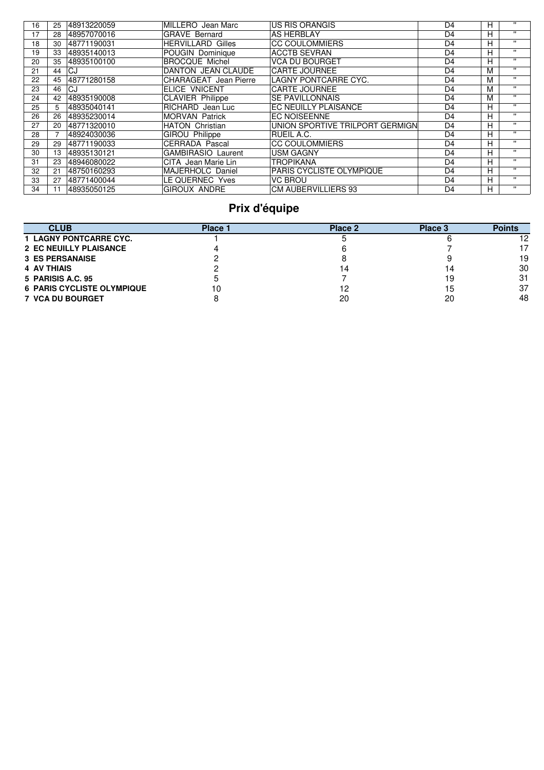| | | | | | | | |
|---|---|---|---|---|---|---|---|
| 16 | 25 | 48913220059 | MILLERO Jean Marc | US RIS ORANGIS | D4 | H | " |
| 17 | 28 | 48957070016 | GRAVE Bernard | AS HERBLAY | D4 | H | " |
| 18 | 30 | 48771190031 | HERVILLARD Gilles | CC COULOMMIERS | D4 | H | " |
| 19 | 33 | 48935140013 | POUGIN Dominique | ACCTB SEVRAN | D4 | H | " |
| 20 | 35 | 48935100100 | BROCQUE Michel | VCA DU BOURGET | D4 | H | " |
| 21 | 44 | CJ | DANTON JEAN CLAUDE | CARTE JOURNEE | D4 | M | " |
| 22 | 45 | 48771280158 | CHARAGEAT Jean Pierre | LAGNY PONTCARRE CYC. | D4 | M | " |
| 23 | 46 | CJ | ELICE VNICENT | CARTE JOURNEE | D4 | M | " |
| 24 | 42 | 48935190008 | CLAVIER Philippe | SE PAVILLONNAIS | D4 | M | " |
| 25 | 5 | 48935040141 | RICHARD Jean Luc | EC NEUILLY PLAISANCE | D4 | H | " |
| 26 | 26 | 48935230014 | MORVAN Patrick | EC NOISEENNE | D4 | H | " |
| 27 | 20 | 48771320010 | HATON Christian | UNION SPORTIVE TRILPORT GERMIGN | D4 | H | " |
| 28 | 7 | 48924030036 | GIROU Philippe | RUEIL A.C. | D4 | H | " |
| 29 | 29 | 48771190033 | CERRADA Pascal | CC COULOMMIERS | D4 | H | " |
| 30 | 13 | 48935130121 | GAMBIRASIO Laurent | USM GAGNY | D4 | H | " |
| 31 | 23 | 48946080022 | CITA Jean Marie Lin | TROPIKANA | D4 | H | " |
| 32 | 21 | 48750160293 | MAJERHOLC Daniel | PARIS CYCLISTE OLYMPIQUE | D4 | H | " |
| 33 | 27 | 48771400044 | LE QUERNEC Yves | VC BROU | D4 | H | " |
| 34 | 11 | 48935050125 | GIROUX ANDRE | CM AUBERVILLIERS 93 | D4 | H | " |

## Prix d'équipe

| CLUB | Place 1 | Place 2 | Place 3 | Points |
|---|---|---|---|---|
| **1 LAGNY PONTCARRE CYC.** | 1 | 5 | 6 | 12 |
| **2 EC NEUILLY PLAISANCE** | 4 | 6 | 7 | 17 |
| **3 ES PERSANAISE** | 2 | 8 | 9 | 19 |
| **4 AV THIAIS** | 2 | 14 | 14 | 30 |
| **5 PARISIS A.C. 95** | 5 | 7 | 19 | 31 |
| **6 PARIS CYCLISTE OLYMPIQUE** | 10 | 12 | 15 | 37 |
| **7 VCA DU BOURGET** | 8 | 20 | 20 | 48 |